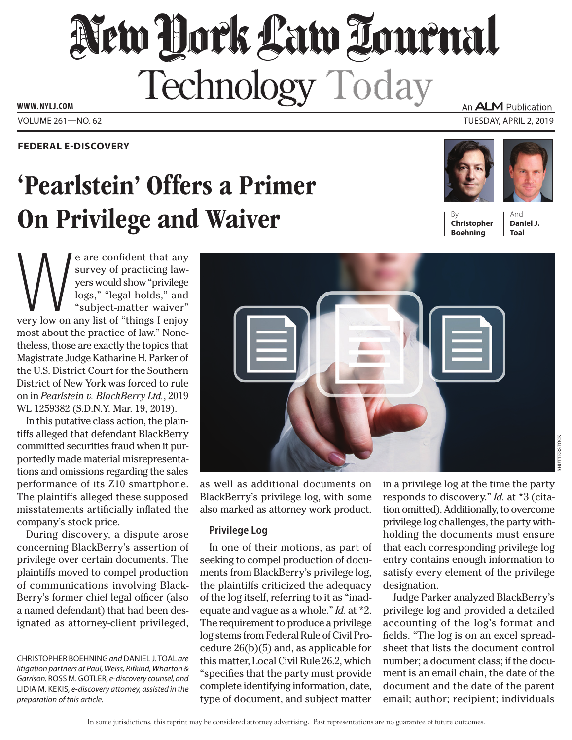# New York Law Journal

## Technology Today

**FEDERAL E-DISCOVERY**

# 'Pearlstein' Offers a Primer On Privilege and Waiver

By **Christopher Boehning** And **Daniel J. Toal**

We are confident that any survey of practicing lawyers would show "privilege logs," "legal holds," and "subject-matter waiver" very low on any list of "things I enjoy most about the practice of law." Nonetheless, those are exactly the topics that Magistrate Judge Katharine H. Parker of the U.S. District Court for the Southern District of New York was forced to rule on in *Pearlstein v. BlackBerry Ltd.*, 2019 WL 1259382 (S.D.N.Y. Mar. 19, 2019).

In this putative class action, the plaintiffs alleged that defendant BlackBerry committed securities fraud when it purportedly made material misrepresentations and omissions regarding the sales performance of its Z10 smartphone. The plaintiffs alleged these supposed misstatements artificially inflated the company's stock price.

During discovery, a dispute arose concerning BlackBerry's assertion of privilege over certain documents. The plaintiffs moved to compel production of communications involving BlackBerry's former chief legal officer (also a named defendant) that had been designated as attorney-client privileged, as well as additional documents on BlackBerry's privilege log, with some also marked as attorney work product.

CHRISTOPHER BOEHNING *and* DANIEL J. TOAL *are litigation partners at Paul, Weiss, Rifkind, Wharton & Garrison.* ROSS M. GOTLER, *e-discovery counsel, and* LIDIA M. KEKIS, *e-discovery attorney, assisted in the preparation of this article.*

### Privilege Log

In one of their motions, as part of seeking to compel production of documents from BlackBerry's privilege log, the plaintiffs criticized the adequacy of the log itself, referring to it as "inadequate and vague as a whole." *Id.* at *2. The requirement to produce a privilege log stems from Federal Rule of Civil Procedure 26(b)(5) and, as applicable for this matter, Local Civil Rule 26.2, which "specifies that the party must provide complete identifying information, date, type of document, and subject matter in a privilege log at the time the party responds to discovery." *Id.* at *3 (citation omitted). Additionally, to overcome privilege log challenges, the party withholding the documents must ensure that each corresponding privilege log entry contains enough information to satisfy every element of the privilege designation.

Judge Parker analyzed BlackBerry's privilege log and provided a detailed accounting of the log's format and fields. "The log is on an excel spreadsheet that lists the document control number; a document class; if the document is an email chain, the date of the document and the date of the parent email; author; recipient; individuals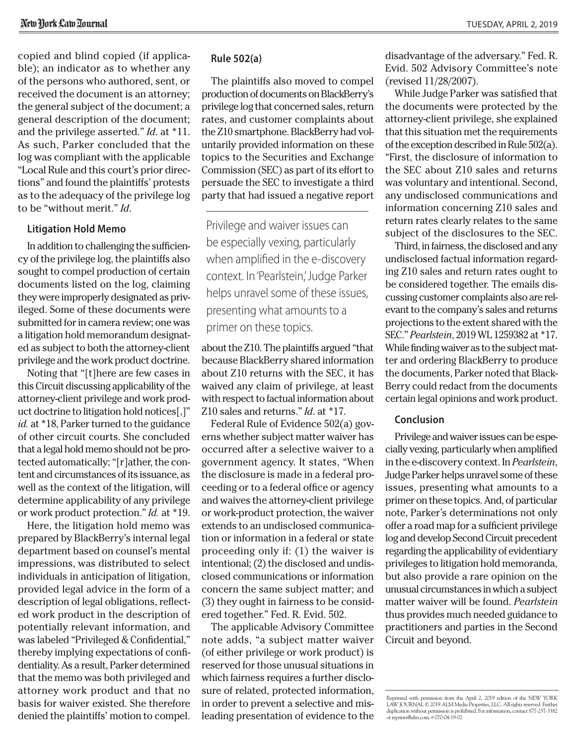copied and blind copied (if applicable); an indicator as to whether any of the persons who authored, sent, or received the document is an attorney; the general subject of the document; a general description of the document; and the privilege asserted." *Id.* at *11. As such, Parker concluded that the log was compliant with the applicable "Local Rule and this court's prior directions" and found the plaintiffs' protests as to the adequacy of the privilege log to be "without merit." *Id.*

### Litigation Hold Memo

In addition to challenging the sufficiency of the privilege log, the plaintiffs also sought to compel production of certain documents listed on the log, claiming they were improperly designated as privileged. Some of these documents were submitted for in camera review; one was a litigation hold memorandum designated as subject to both the attorney-client privilege and the work product doctrine.

Noting that "[t]here are few cases in this Circuit discussing applicability of the attorney-client privilege and work product doctrine to litigation hold notices[,]" *id.* at *18, Parker turned to the guidance of other circuit courts. She concluded that a legal hold memo should not be protected automatically; "[r]ather, the content and circumstances of its issuance, as well as the context of the litigation, will determine applicability of any privilege or work product protection." *Id.* at *19.

Here, the litigation hold memo was prepared by BlackBerry's internal legal department based on counsel's mental impressions, was distributed to select individuals in anticipation of litigation, provided legal advice in the form of a description of legal obligations, reflected work product in the description of potentially relevant information, and was labeled "Privileged & Confidential," thereby implying expectations of confidentiality. As a result, Parker determined that the memo was both privileged and attorney work product and that no basis for waiver existed. She therefore denied the plaintiffs' motion to compel.

### Rule 502(a)

The plaintiffs also moved to compel production of documents on BlackBerry's privilege log that concerned sales, return rates, and customer complaints about the Z10 smartphone. BlackBerry had voluntarily provided information on these topics to the Securities and Exchange Commission (SEC) as part of its effort to persuade the SEC to investigate a third party that had issued a negative report about the Z10. The plaintiffs argued "that because BlackBerry shared information about Z10 returns with the SEC, it has waived any claim of privilege, at least with respect to factual information about Z10 sales and returns." *Id.* at *17.

> Privilege and waiver issues can be especially vexing, particularly when amplified in the e-discovery context. In 'Pearlstein,' Judge Parker helps unravel some of these issues, presenting what amounts to a primer on these topics.

Federal Rule of Evidence 502(a) governs whether subject matter waiver has occurred after a selective waiver to a government agency. It states, "When the disclosure is made in a federal proceeding or to a federal office or agency and waives the attorney-client privilege or work-product protection, the waiver extends to an undisclosed communication or information in a federal or state proceeding only if: (1) the waiver is intentional; (2) the disclosed and undisclosed communications or information concern the same subject matter; and (3) they ought in fairness to be considered together." Fed. R. Evid. 502.

The applicable Advisory Committee note adds, "a subject matter waiver (of either privilege or work product) is reserved for those unusual situations in which fairness requires a further disclosure of related, protected information, in order to prevent a selective and misleading presentation of evidence to the disadvantage of the adversary." Fed. R. Evid. 502 Advisory Committee's note (revised 11/28/2007).

While Judge Parker was satisfied that the documents were protected by the attorney-client privilege, she explained that this situation met the requirements of the exception described in Rule 502(a). "First, the disclosure of information to the SEC about Z10 sales and returns was voluntary and intentional. Second, any undisclosed communications and information concerning Z10 sales and return rates clearly relates to the same subject of the disclosures to the SEC.

Third, in fairness, the disclosed and any undisclosed factual information regarding Z10 sales and return rates ought to be considered together. The emails discussing customer complaints also are relevant to the company's sales and returns projections to the extent shared with the SEC." *Pearlstein*, 2019 WL 1259382 at *17. While finding waiver as to the subject matter and ordering BlackBerry to produce the documents, Parker noted that BlackBerry could redact from the documents certain legal opinions and work product.

### Conclusion

Privilege and waiver issues can be especially vexing, particularly when amplified in the e-discovery context. In *Pearlstein*, Judge Parker helps unravel some of these issues, presenting what amounts to a primer on these topics. And, of particular note, Parker's determinations not only offer a road map for a sufficient privilege log and develop Second Circuit precedent regarding the applicability of evidentiary privileges to litigation hold memoranda, but also provide a rare opinion on the unusual circumstances in which a subject matter waiver will be found. *Pearlstein* thus provides much needed guidance to practitioners and parties in the Second Circuit and beyond.

Reprinted with permission from the April 2, 2019 edition of the NEW YORK LAW JOURNAL © 2019 ALM Media Properties, LLC. All rights reserved. Further duplication without permission is prohibited. For information, contact 877-257-3382 or reprints@alm.com. # 070-04-19-02